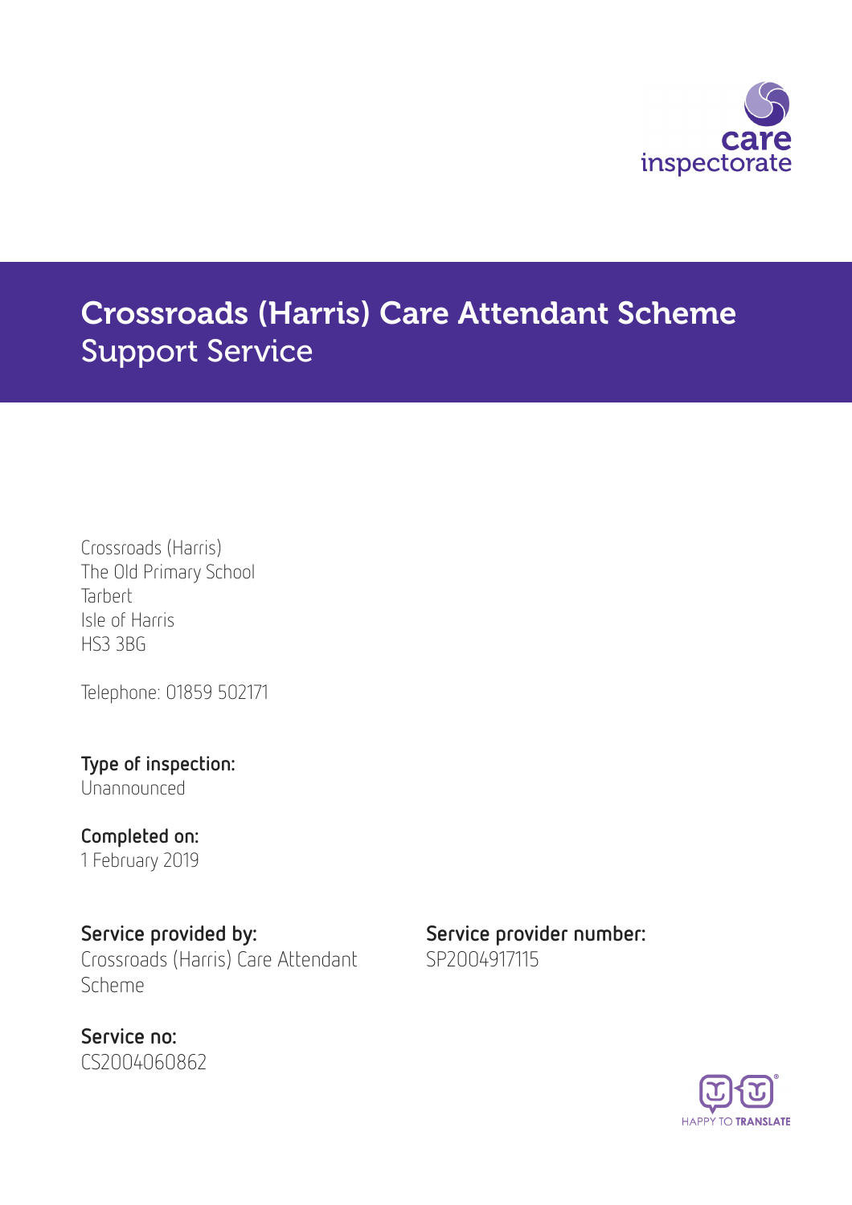care inspectorate

# Crossroads (Harris) Care Attendant Scheme
## Support Service

Crossroads (Harris)
The Old Primary School
Tarbert
Isle of Harris
HS3 3BG

Telephone: 01859 502171

**Type of inspection:**
Unannounced

**Completed on:**
1 February 2019

**Service provided by:**
Crossroads (Harris) Care Attendant Scheme

**Service provider number:**
SP2004917115

**Service no:**
CS2004060862

HAPPY TO TRANSLATE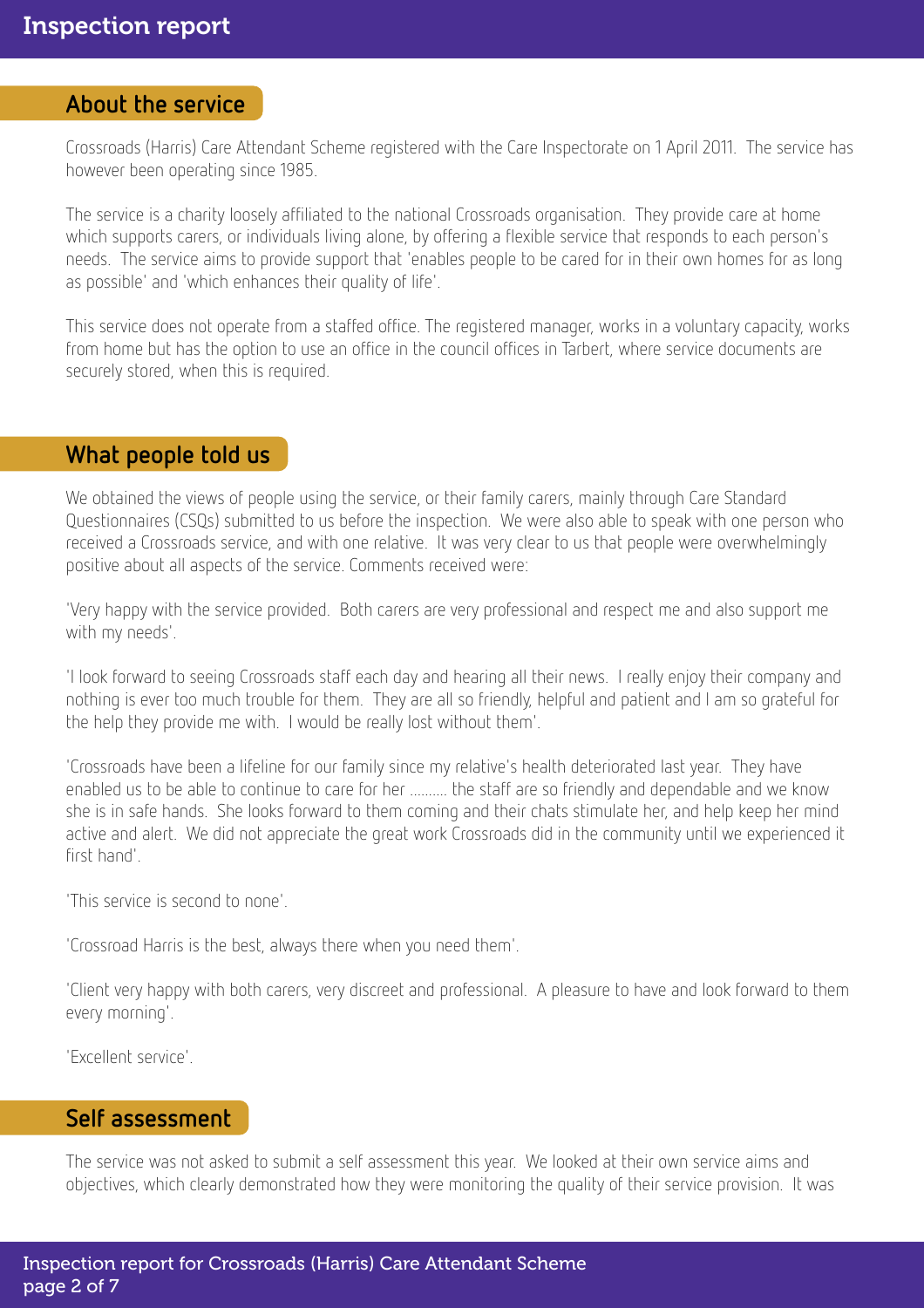## About the service

Crossroads (Harris) Care Attendant Scheme registered with the Care Inspectorate on 1 April 2011. The service has however been operating since 1985.

The service is a charity loosely affiliated to the national Crossroads organisation. They provide care at home which supports carers, or individuals living alone, by offering a flexible service that responds to each person's needs. The service aims to provide support that 'enables people to be cared for in their own homes for as long as possible' and 'which enhances their quality of life'.

This service does not operate from a staffed office. The registered manager, works in a voluntary capacity, works from home but has the option to use an office in the council offices in Tarbert, where service documents are securely stored, when this is required.

## What people told us

We obtained the views of people using the service, or their family carers, mainly through Care Standard Questionnaires (CSQs) submitted to us before the inspection. We were also able to speak with one person who received a Crossroads service, and with one relative. It was very clear to us that people were overwhelmingly positive about all aspects of the service. Comments received were:

'Very happy with the service provided. Both carers are very professional and respect me and also support me with my needs'.

'I look forward to seeing Crossroads staff each day and hearing all their news. I really enjoy their company and nothing is ever too much trouble for them. They are all so friendly, helpful and patient and I am so grateful for the help they provide me with. I would be really lost without them'.

'Crossroads have been a lifeline for our family since my relative's health deteriorated last year. They have enabled us to be able to continue to care for her .......... the staff are so friendly and dependable and we know she is in safe hands. She looks forward to them coming and their chats stimulate her, and help keep her mind active and alert. We did not appreciate the great work Crossroads did in the community until we experienced it first hand'.

'This service is second to none'.

'Crossroad Harris is the best, always there when you need them'.

'Client very happy with both carers, very discreet and professional. A pleasure to have and look forward to them every morning'.

'Excellent service'.

## Self assessment

The service was not asked to submit a self assessment this year. We looked at their own service aims and objectives, which clearly demonstrated how they were monitoring the quality of their service provision. It was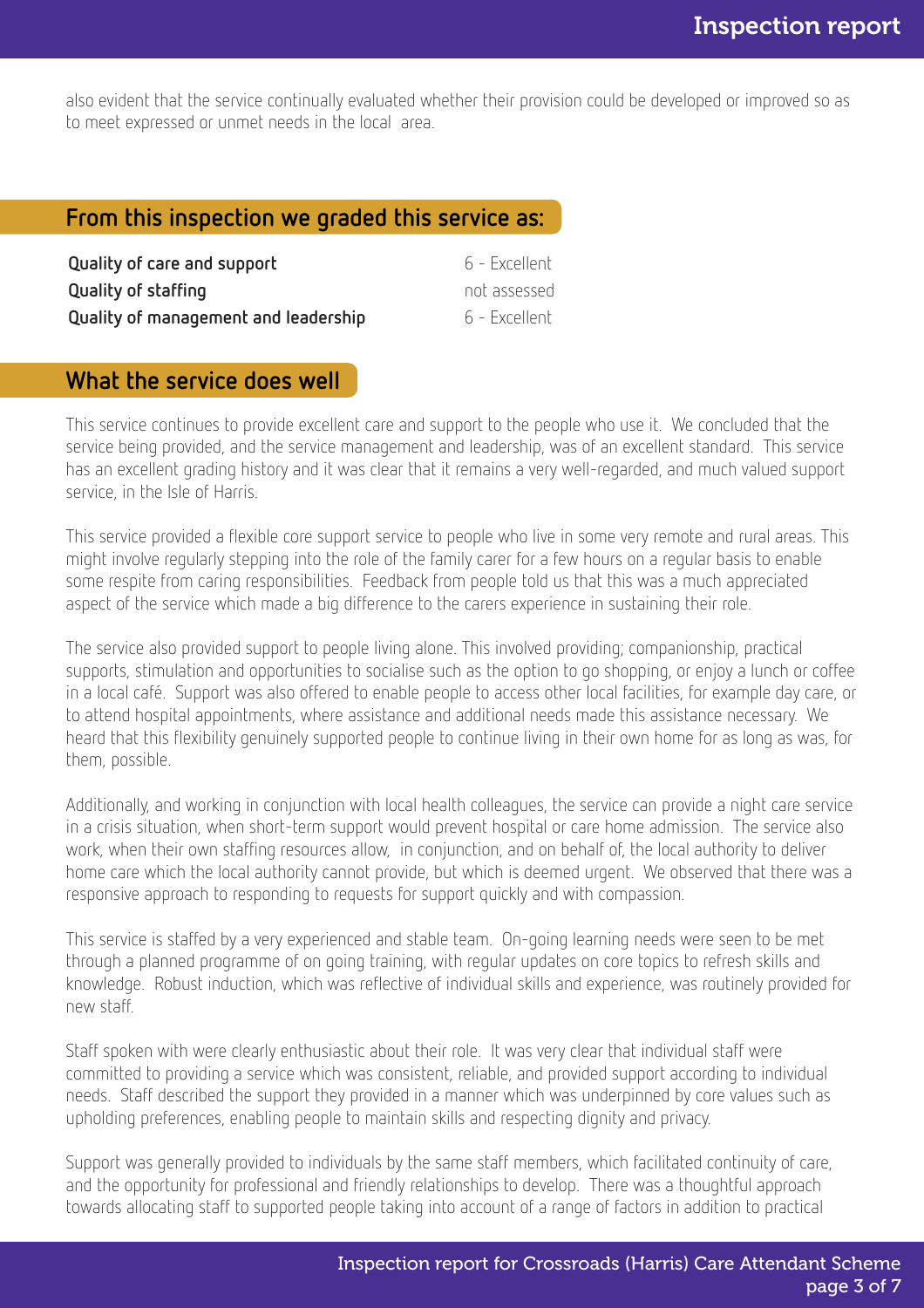also evident that the service continually evaluated whether their provision could be developed or improved so as to meet expressed or unmet needs in the local area.

## From this inspection we graded this service as:

| | |
|---|---|
| **Quality of care and support** | 6 - Excellent |
| **Quality of staffing** | not assessed |
| **Quality of management and leadership** | 6 - Excellent |

## What the service does well

This service continues to provide excellent care and support to the people who use it. We concluded that the service being provided, and the service management and leadership, was of an excellent standard. This service has an excellent grading history and it was clear that it remains a very well-regarded, and much valued support service, in the Isle of Harris.

This service provided a flexible core support service to people who live in some very remote and rural areas. This might involve regularly stepping into the role of the family carer for a few hours on a regular basis to enable some respite from caring responsibilities. Feedback from people told us that this was a much appreciated aspect of the service which made a big difference to the carers experience in sustaining their role.

The service also provided support to people living alone. This involved providing; companionship, practical supports, stimulation and opportunities to socialise such as the option to go shopping, or enjoy a lunch or coffee in a local café. Support was also offered to enable people to access other local facilities, for example day care, or to attend hospital appointments, where assistance and additional needs made this assistance necessary. We heard that this flexibility genuinely supported people to continue living in their own home for as long as was, for them, possible.

Additionally, and working in conjunction with local health colleagues, the service can provide a night care service in a crisis situation, when short-term support would prevent hospital or care home admission. The service also work, when their own staffing resources allow, in conjunction, and on behalf of, the local authority to deliver home care which the local authority cannot provide, but which is deemed urgent. We observed that there was a responsive approach to responding to requests for support quickly and with compassion.

This service is staffed by a very experienced and stable team. On-going learning needs were seen to be met through a planned programme of on going training, with regular updates on core topics to refresh skills and knowledge. Robust induction, which was reflective of individual skills and experience, was routinely provided for new staff.

Staff spoken with were clearly enthusiastic about their role. It was very clear that individual staff were committed to providing a service which was consistent, reliable, and provided support according to individual needs. Staff described the support they provided in a manner which was underpinned by core values such as upholding preferences, enabling people to maintain skills and respecting dignity and privacy.

Support was generally provided to individuals by the same staff members, which facilitated continuity of care, and the opportunity for professional and friendly relationships to develop. There was a thoughtful approach towards allocating staff to supported people taking into account of a range of factors in addition to practical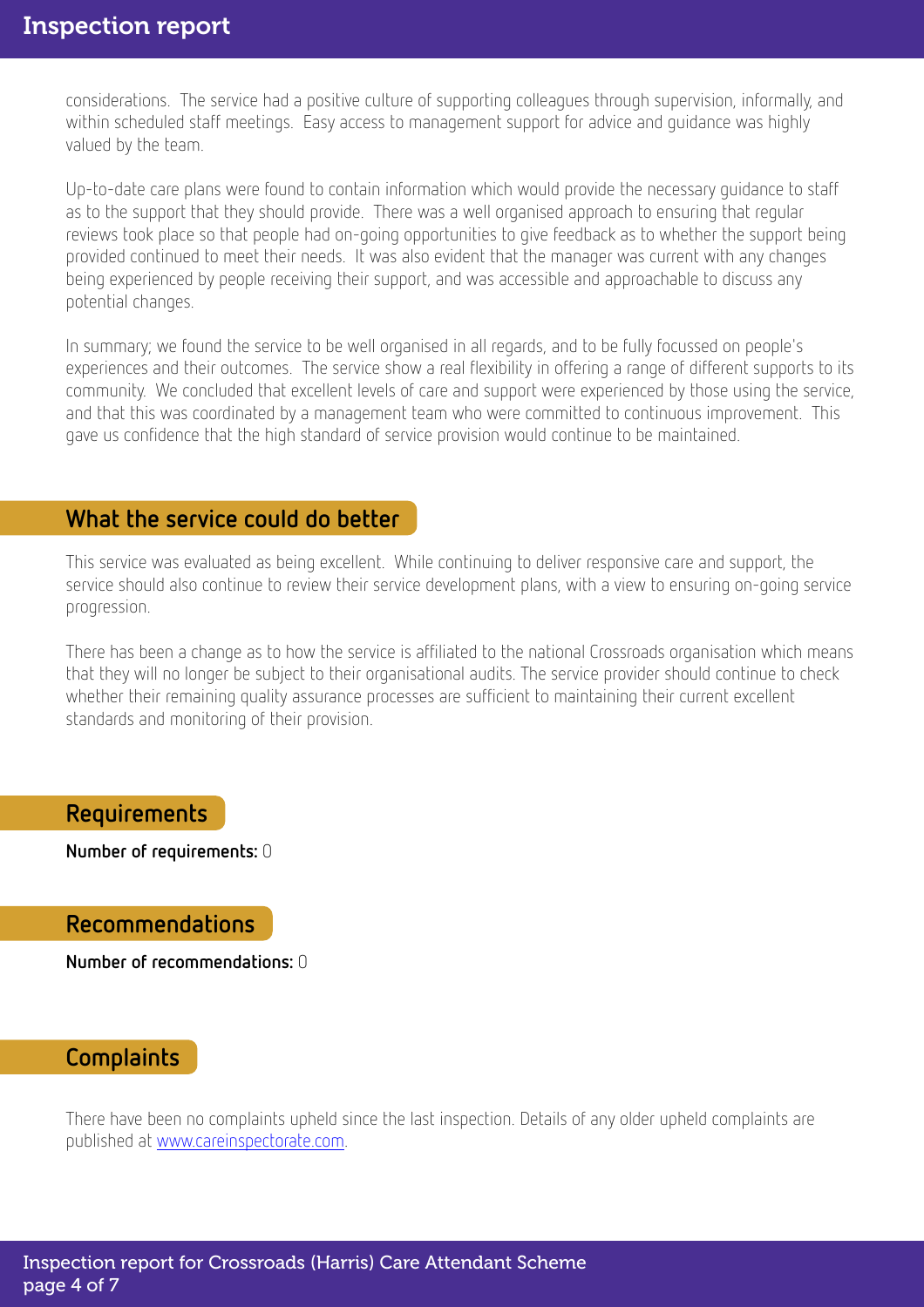considerations. The service had a positive culture of supporting colleagues through supervision, informally, and within scheduled staff meetings. Easy access to management support for advice and guidance was highly valued by the team.

Up-to-date care plans were found to contain information which would provide the necessary guidance to staff as to the support that they should provide. There was a well organised approach to ensuring that regular reviews took place so that people had on-going opportunities to give feedback as to whether the support being provided continued to meet their needs. It was also evident that the manager was current with any changes being experienced by people receiving their support, and was accessible and approachable to discuss any potential changes.

In summary; we found the service to be well organised in all regards, and to be fully focussed on people's experiences and their outcomes. The service show a real flexibility in offering a range of different supports to its community. We concluded that excellent levels of care and support were experienced by those using the service, and that this was coordinated by a management team who were committed to continuous improvement. This gave us confidence that the high standard of service provision would continue to be maintained.

## What the service could do better

This service was evaluated as being excellent. While continuing to deliver responsive care and support, the service should also continue to review their service development plans, with a view to ensuring on-going service progression.

There has been a change as to how the service is affiliated to the national Crossroads organisation which means that they will no longer be subject to their organisational audits. The service provider should continue to check whether their remaining quality assurance processes are sufficient to maintaining their current excellent standards and monitoring of their provision.

## Requirements

**Number of requirements:** 0

## Recommendations

**Number of recommendations:** 0

## Complaints

There have been no complaints upheld since the last inspection. Details of any older upheld complaints are published at www.careinspectorate.com.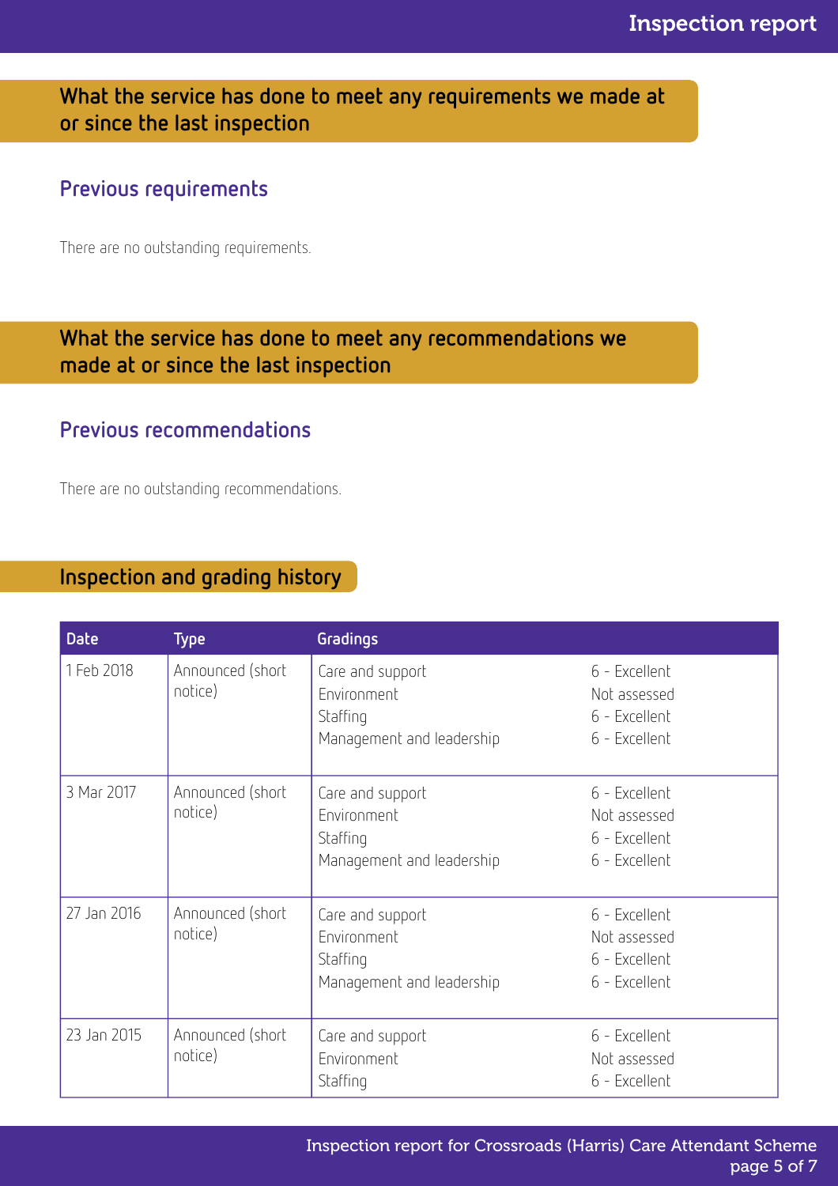## What the service has done to meet any requirements we made at or since the last inspection

### Previous requirements

There are no outstanding requirements.

## What the service has done to meet any recommendations we made at or since the last inspection

### Previous recommendations

There are no outstanding recommendations.

## Inspection and grading history

| Date | Type | Gradings | |
|---|---|---|---|
| 1 Feb 2018 | Announced (short notice) | Care and support<br>Environment<br>Staffing<br>Management and leadership | 6 - Excellent<br>Not assessed<br>6 - Excellent<br>6 - Excellent |
| 3 Mar 2017 | Announced (short notice) | Care and support<br>Environment<br>Staffing<br>Management and leadership | 6 - Excellent<br>Not assessed<br>6 - Excellent<br>6 - Excellent |
| 27 Jan 2016 | Announced (short notice) | Care and support<br>Environment<br>Staffing<br>Management and leadership | 6 - Excellent<br>Not assessed<br>6 - Excellent<br>6 - Excellent |
| 23 Jan 2015 | Announced (short notice) | Care and support<br>Environment<br>Staffing | 6 - Excellent<br>Not assessed<br>6 - Excellent |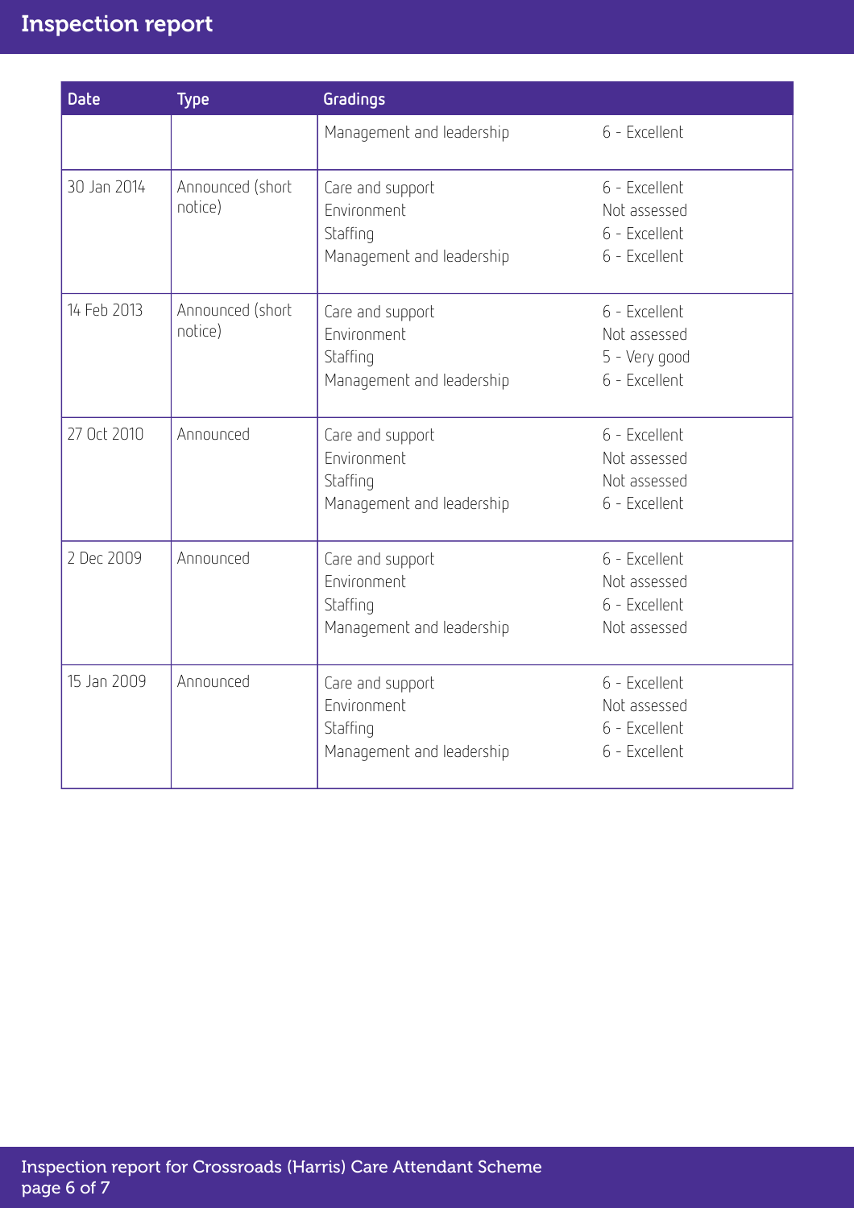| Date | Type | Gradings | |
|---|---|---|---|
| | | Management and leadership | 6 - Excellent |
| 30 Jan 2014 | Announced (short notice) | Care and support<br>Environment<br>Staffing<br>Management and leadership | 6 - Excellent<br>Not assessed<br>6 - Excellent<br>6 - Excellent |
| 14 Feb 2013 | Announced (short notice) | Care and support<br>Environment<br>Staffing<br>Management and leadership | 6 - Excellent<br>Not assessed<br>5 - Very good<br>6 - Excellent |
| 27 Oct 2010 | Announced | Care and support<br>Environment<br>Staffing<br>Management and leadership | 6 - Excellent<br>Not assessed<br>Not assessed<br>6 - Excellent |
| 2 Dec 2009 | Announced | Care and support<br>Environment<br>Staffing<br>Management and leadership | 6 - Excellent<br>Not assessed<br>6 - Excellent<br>Not assessed |
| 15 Jan 2009 | Announced | Care and support<br>Environment<br>Staffing<br>Management and leadership | 6 - Excellent<br>Not assessed<br>6 - Excellent<br>6 - Excellent |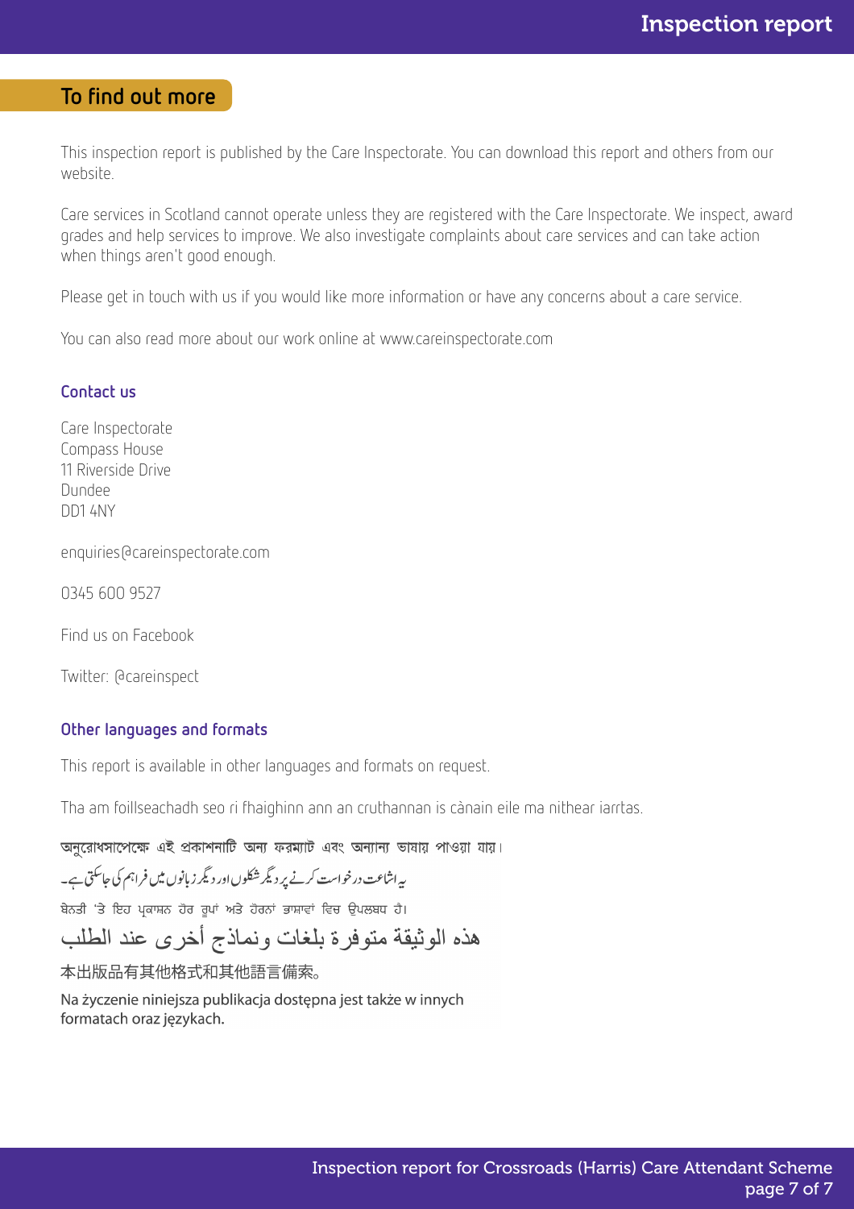## To find out more

This inspection report is published by the Care Inspectorate. You can download this report and others from our website.

Care services in Scotland cannot operate unless they are registered with the Care Inspectorate. We inspect, award grades and help services to improve. We also investigate complaints about care services and can take action when things aren't good enough.

Please get in touch with us if you would like more information or have any concerns about a care service.

You can also read more about our work online at www.careinspectorate.com

### Contact us

Care Inspectorate
Compass House
11 Riverside Drive
Dundee
DD1 4NY

enquiries@careinspectorate.com

0345 600 9527

Find us on Facebook

Twitter: @careinspect

### Other languages and formats

This report is available in other languages and formats on request.

Tha am foillseachadh seo ri fhaighinn ann an cruthannan is cànain eile ma nithear iarrtas.

অনুরোধসাপেক্ষে এই প্রকাশনাটি অন্য ফরম্যাট এবং অন্যান্য ভাষায় পাওয়া যায়।

یہ اشاعت درخواست کرنے پر دیگر شکلوں اور دیگر زبانوں میں فراہم کی جاسکتی ہے۔

ਬੇਨਤੀ 'ਤੇ ਇਹ ਪ੍ਰਕਾਸ਼ਨ ਹੋਰ ਰੂਪਾਂ ਅਤੇ ਹੋਰਨਾਂ ਭਾਸ਼ਾਵਾਂ ਵਿਚ ਉਪਲਬਧ ਹੈ।

هذه الوثيقة متوفرة بلغات ونماذج أخرى عند الطلب

本出版品有其他格式和其他語言備索。

Na życzenie niniejsza publikacja dostępna jest także w innych formatach oraz językach.